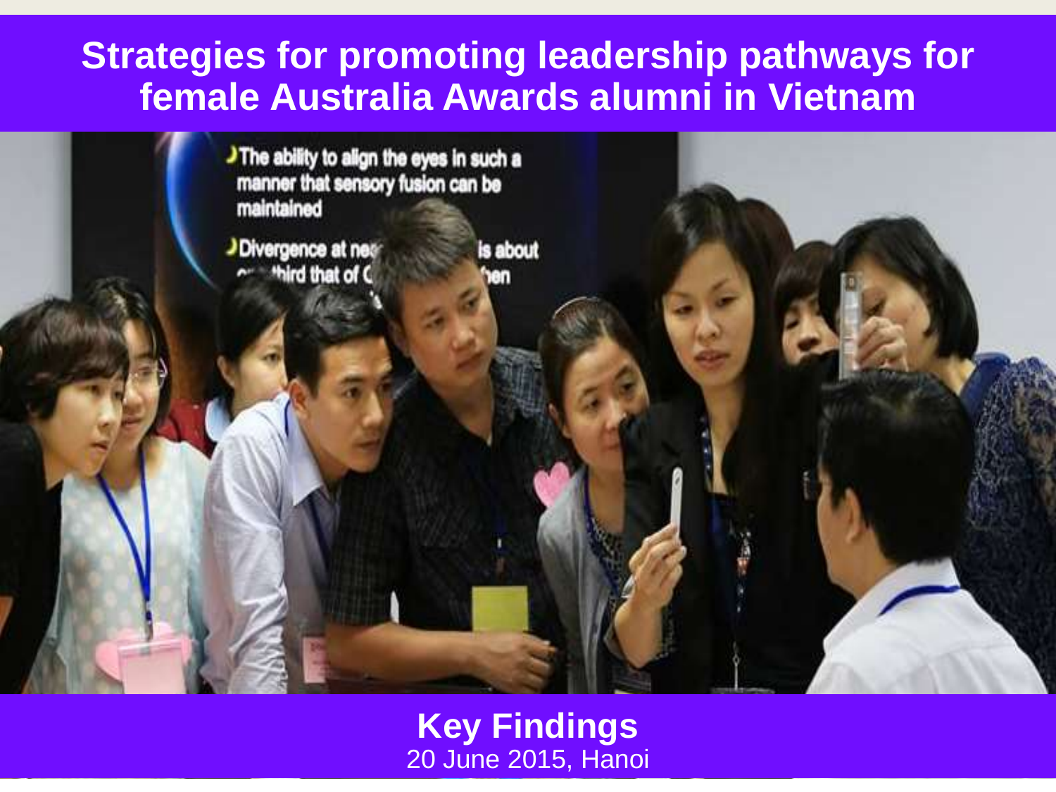# Strategies for promoting leadership pathways for female Australia Awards alumni in Vietnam

**Key Findings**

20 June 2015, Hanoi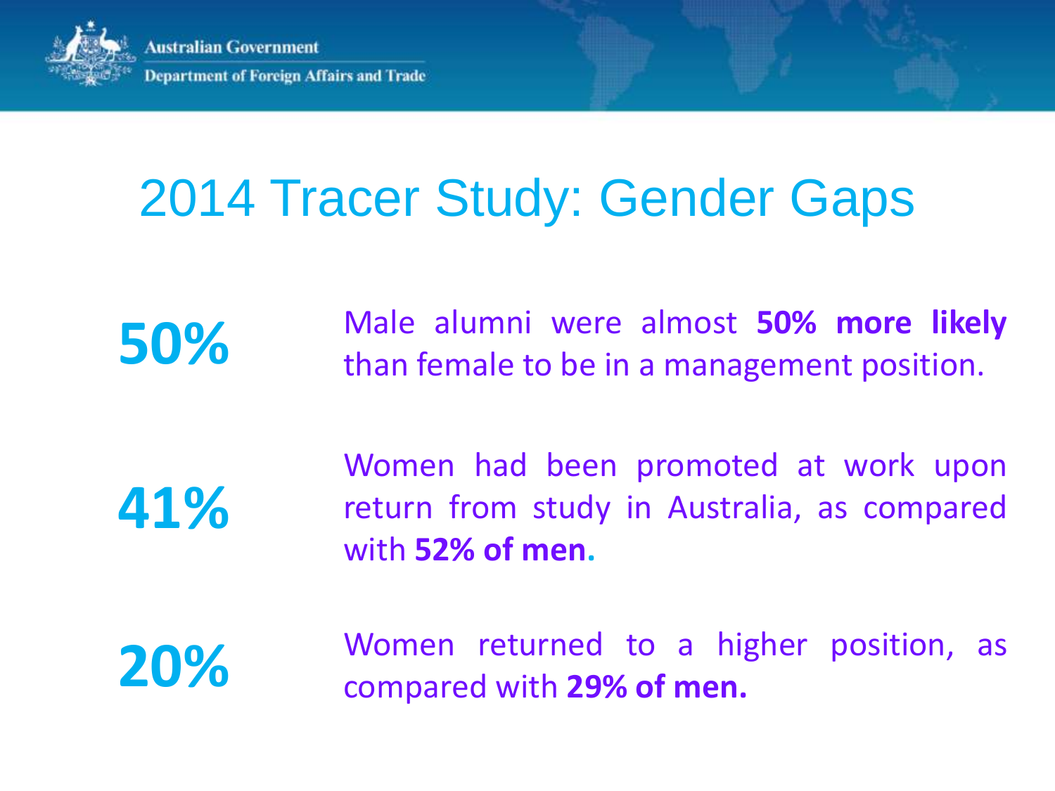# 2014 Tracer Study: Gender Gaps

**50%** — Male alumni were almost **50% more likely** than female to be in a management position.

**41%** — Women had been promoted at work upon return from study in Australia, as compared with **52% of men.**

**20%** — Women returned to a higher position, as compared with **29% of men.**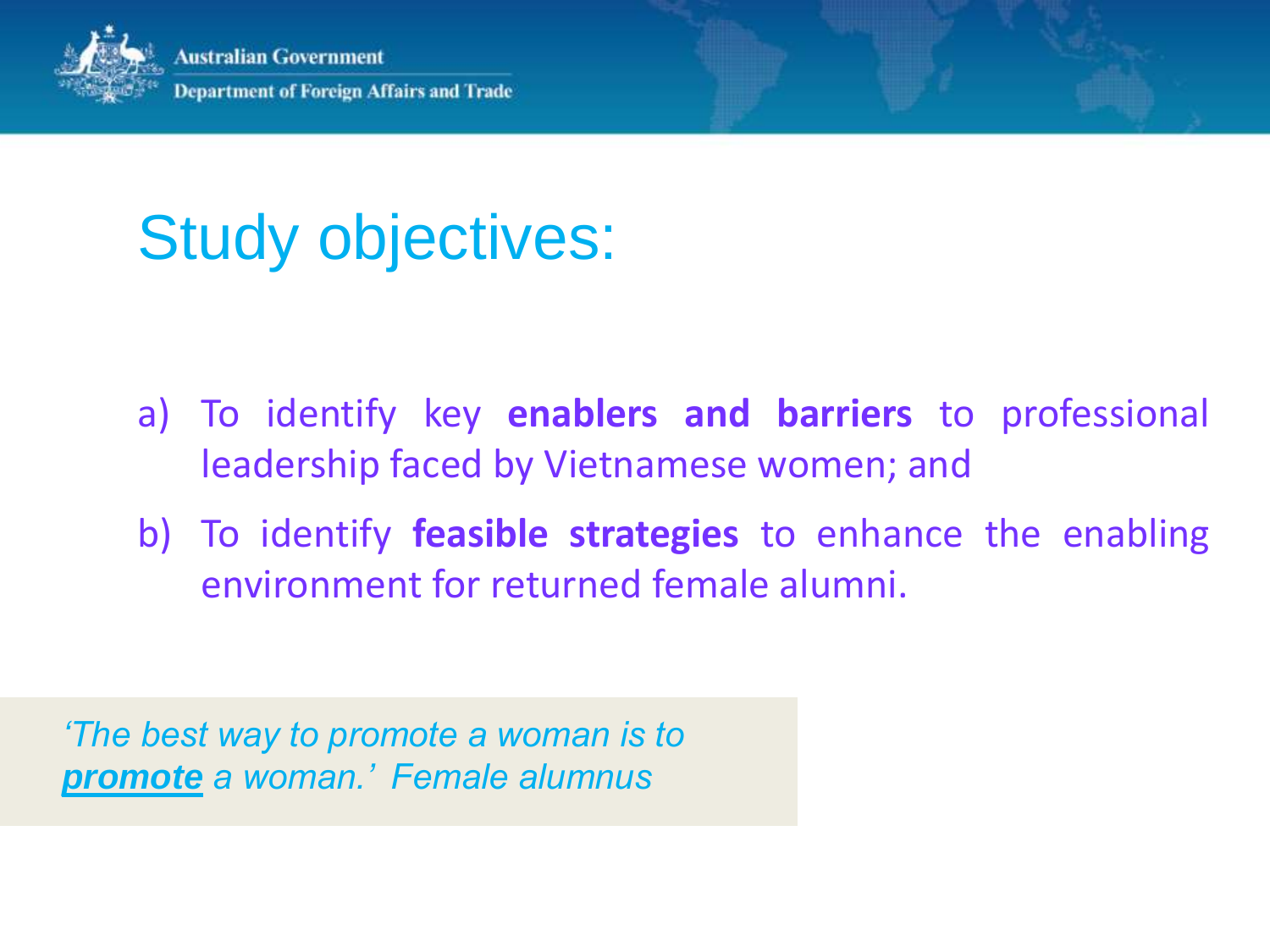# Study objectives:

a) To identify key **enablers and barriers** to professional leadership faced by Vietnamese women; and

b) To identify **feasible strategies** to enhance the enabling environment for returned female alumni.

*'The best way to promote a woman is to* ***promote*** *a woman.' Female alumnus*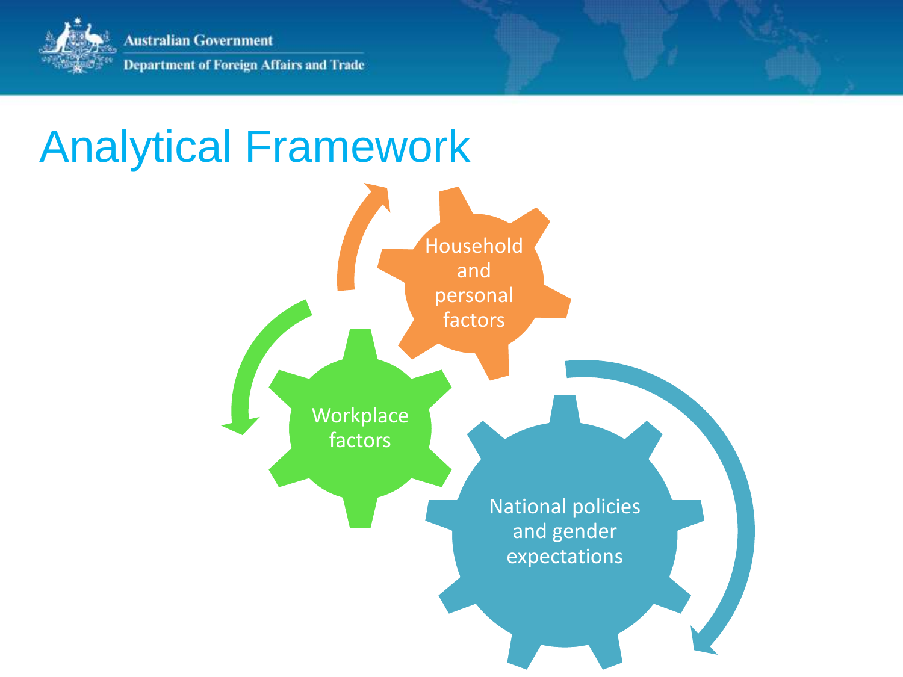# Analytical Framework

Household and personal factors

Workplace factors

National policies and gender expectations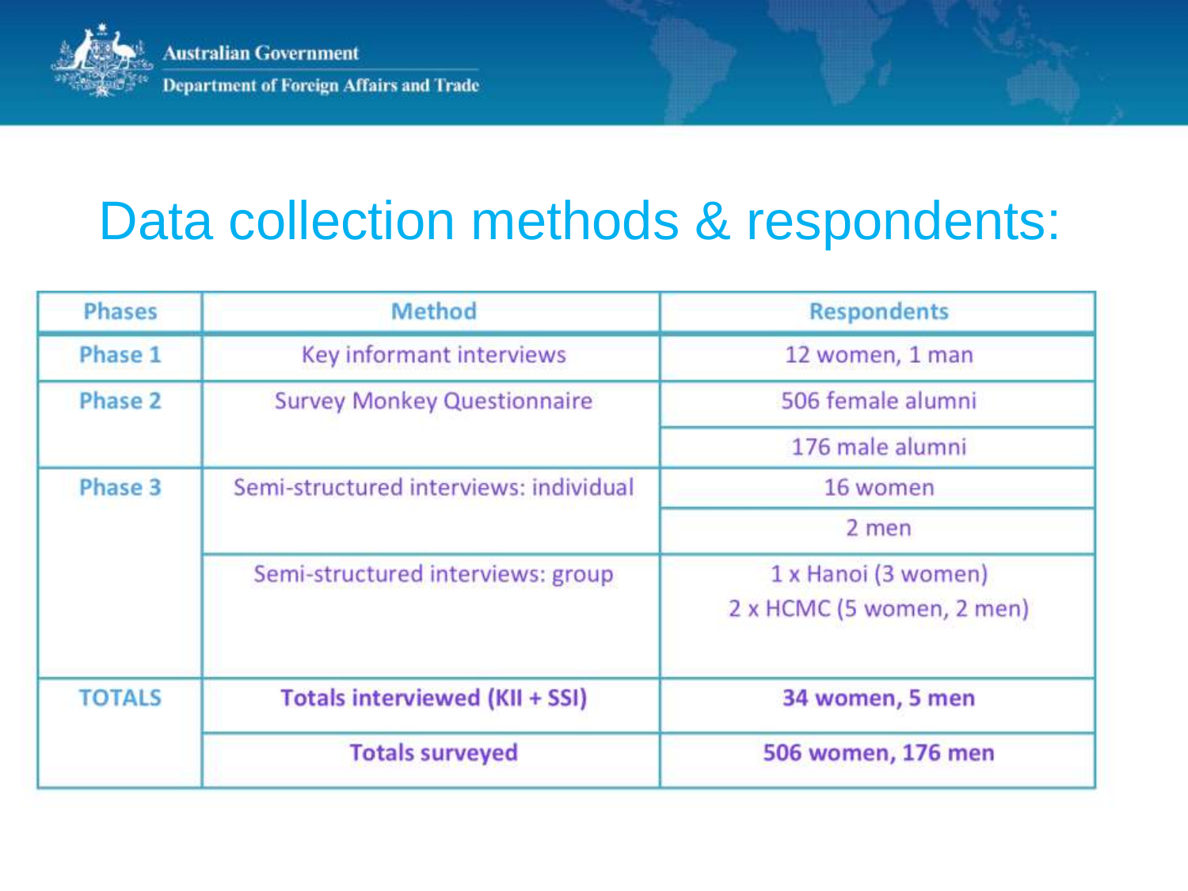# Data collection methods & respondents:

| Phases | Method | Respondents |
|---|---|---|
| Phase 1 | Key informant interviews | 12 women, 1 man |
| Phase 2 | Survey Monkey Questionnaire | 506 female alumni |
| | | 176 male alumni |
| Phase 3 | Semi-structured interviews: individual | 16 women |
| | | 2 men |
| | Semi-structured interviews: group | 1 x Hanoi (3 women)<br>2 x HCMC (5 women, 2 men) |
| TOTALS | **Totals interviewed (KII + SSI)** | **34 women, 5 men** |
| | **Totals surveyed** | **506 women, 176 men** |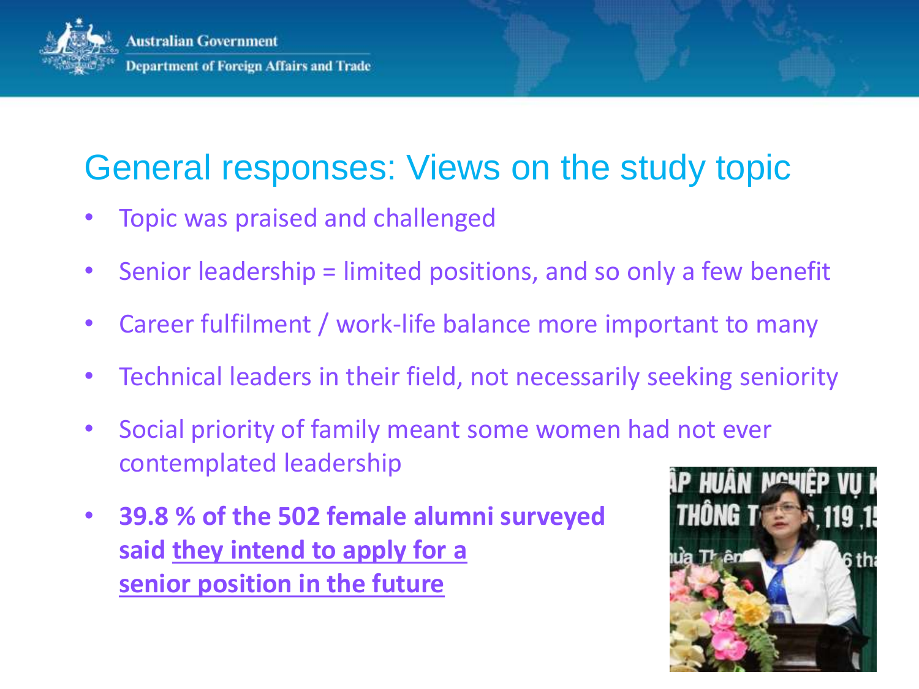## General responses: Views on the study topic

- Topic was praised and challenged
- Senior leadership = limited positions, and so only a few benefit
- Career fulfilment / work-life balance more important to many
- Technical leaders in their field, not necessarily seeking seniority
- Social priority of family meant some women had not ever contemplated leadership
- **39.8 % of the 502 female alumni surveyed said <u>they intend to apply for a senior position in the future</u>**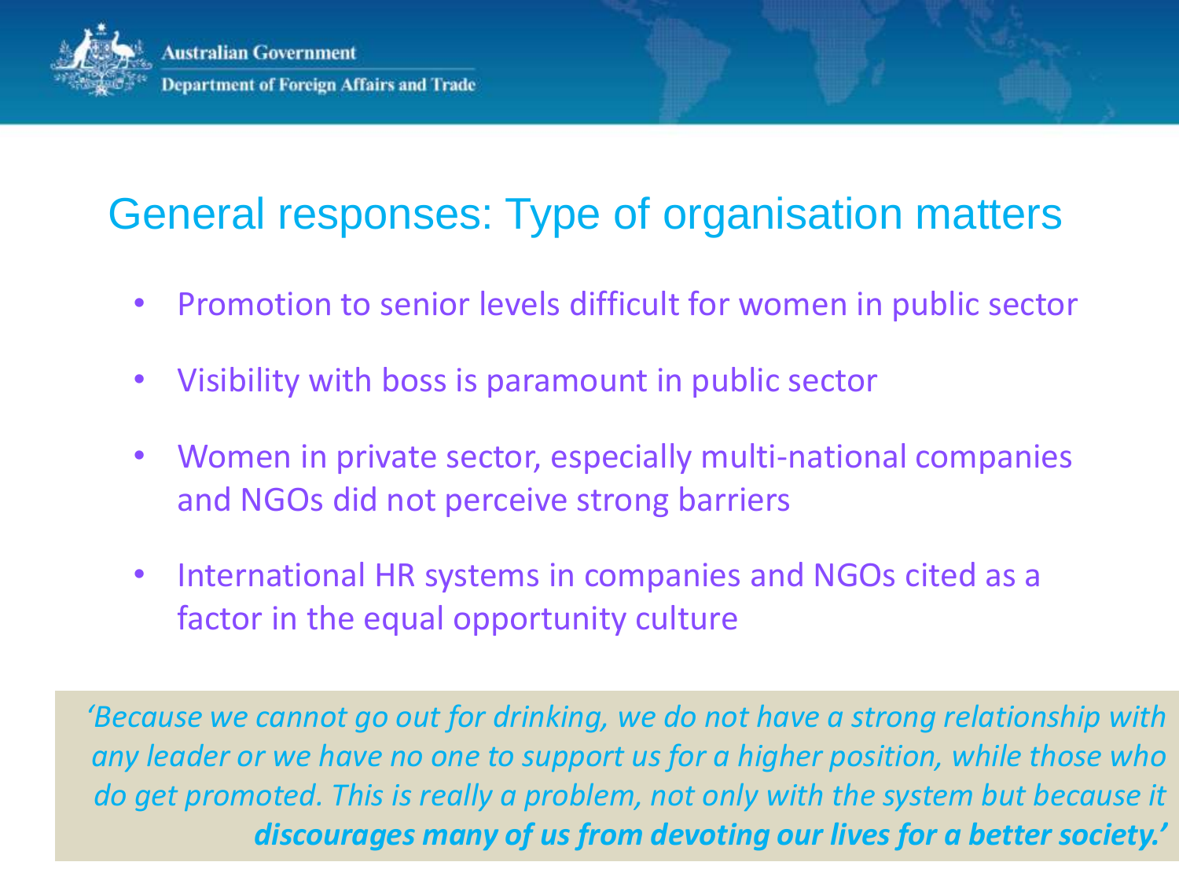## General responses: Type of organisation matters

- Promotion to senior levels difficult for women in public sector
- Visibility with boss is paramount in public sector
- Women in private sector, especially multi-national companies and NGOs did not perceive strong barriers
- International HR systems in companies and NGOs cited as a factor in the equal opportunity culture

*'Because we cannot go out for drinking, we do not have a strong relationship with any leader or we have no one to support us for a higher position, while those who do get promoted. This is really a problem, not only with the system but because it* ***discourages many of us from devoting our lives for a better society.'***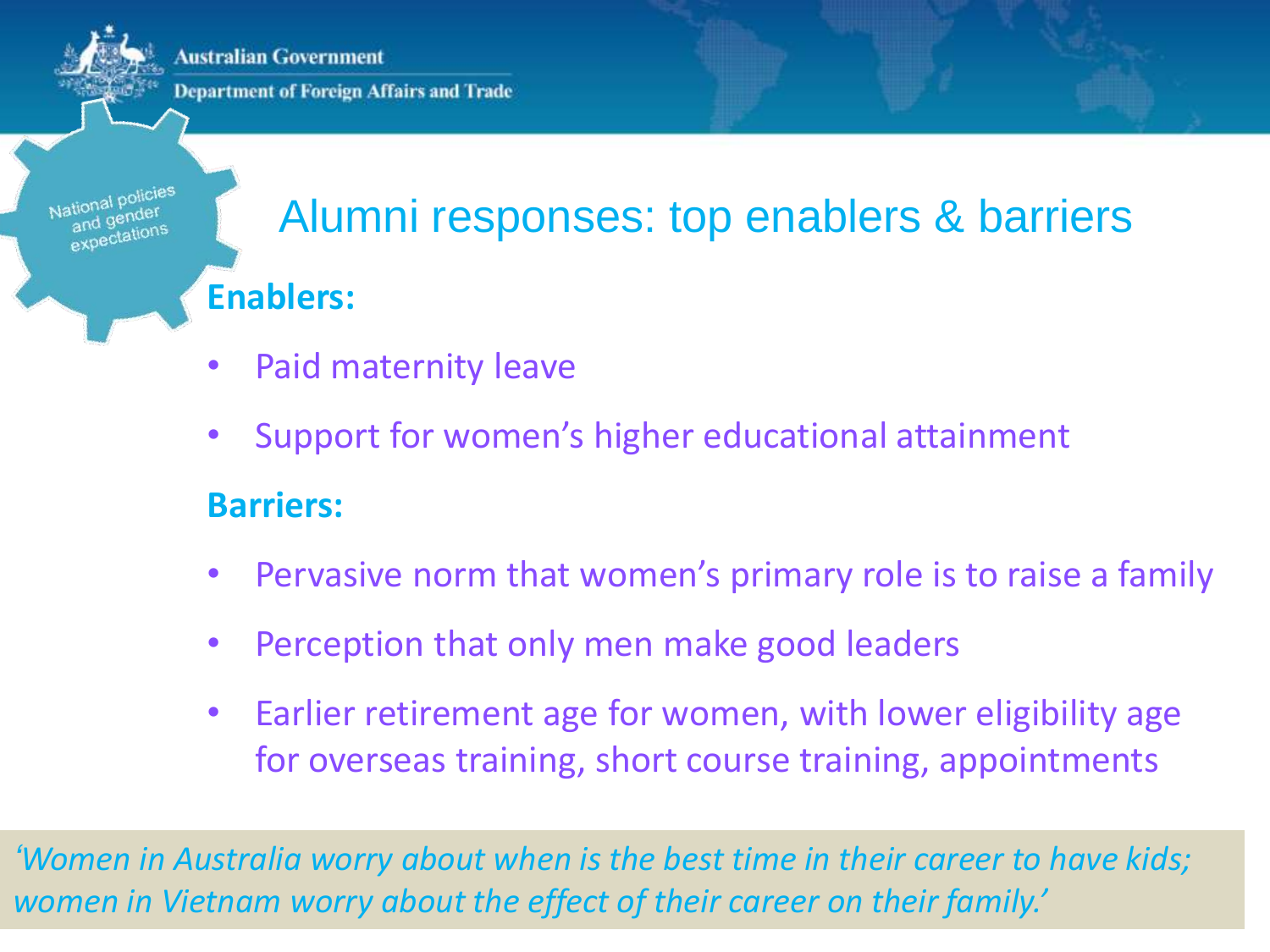National policies and gender expectations

# Alumni responses: top enablers & barriers

**Enablers:**

- Paid maternity leave
- Support for women's higher educational attainment

**Barriers:**

- Pervasive norm that women's primary role is to raise a family
- Perception that only men make good leaders
- Earlier retirement age for women, with lower eligibility age for overseas training, short course training, appointments

*'Women in Australia worry about when is the best time in their career to have kids; women in Vietnam worry about the effect of their career on their family.'*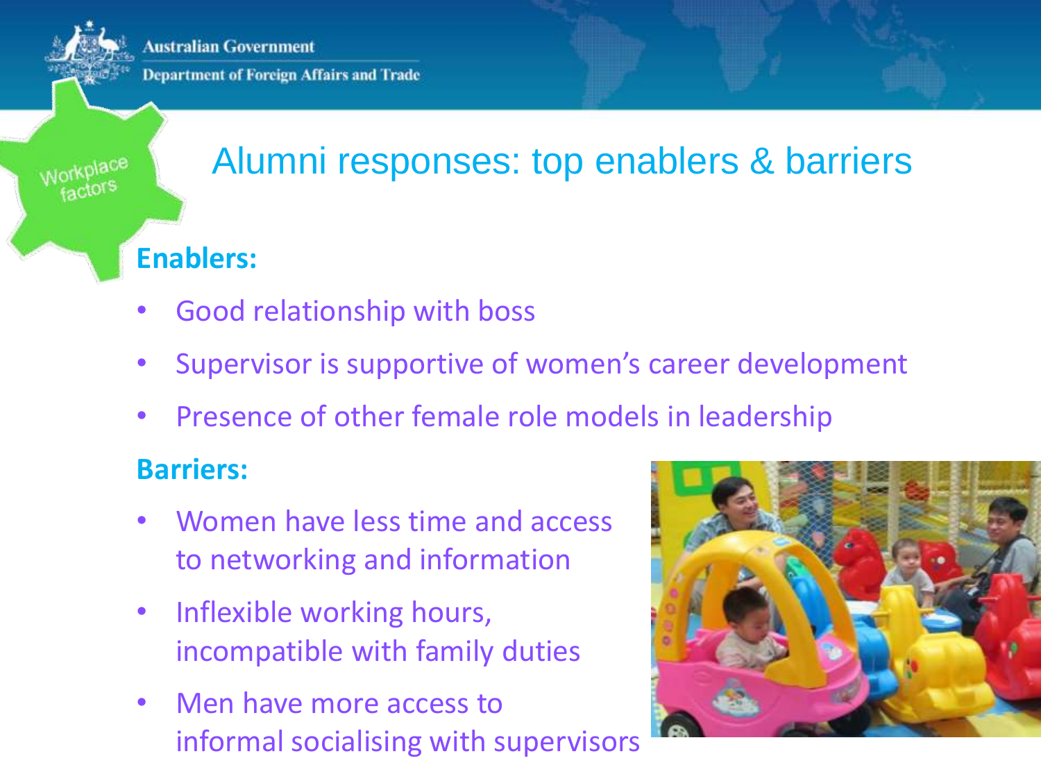# Alumni responses: top enablers & barriers

**Enablers:**

- Good relationship with boss
- Supervisor is supportive of women's career development
- Presence of other female role models in leadership

**Barriers:**

- Women have less time and access to networking and information
- Inflexible working hours, incompatible with family duties
- Men have more access to informal socialising with supervisors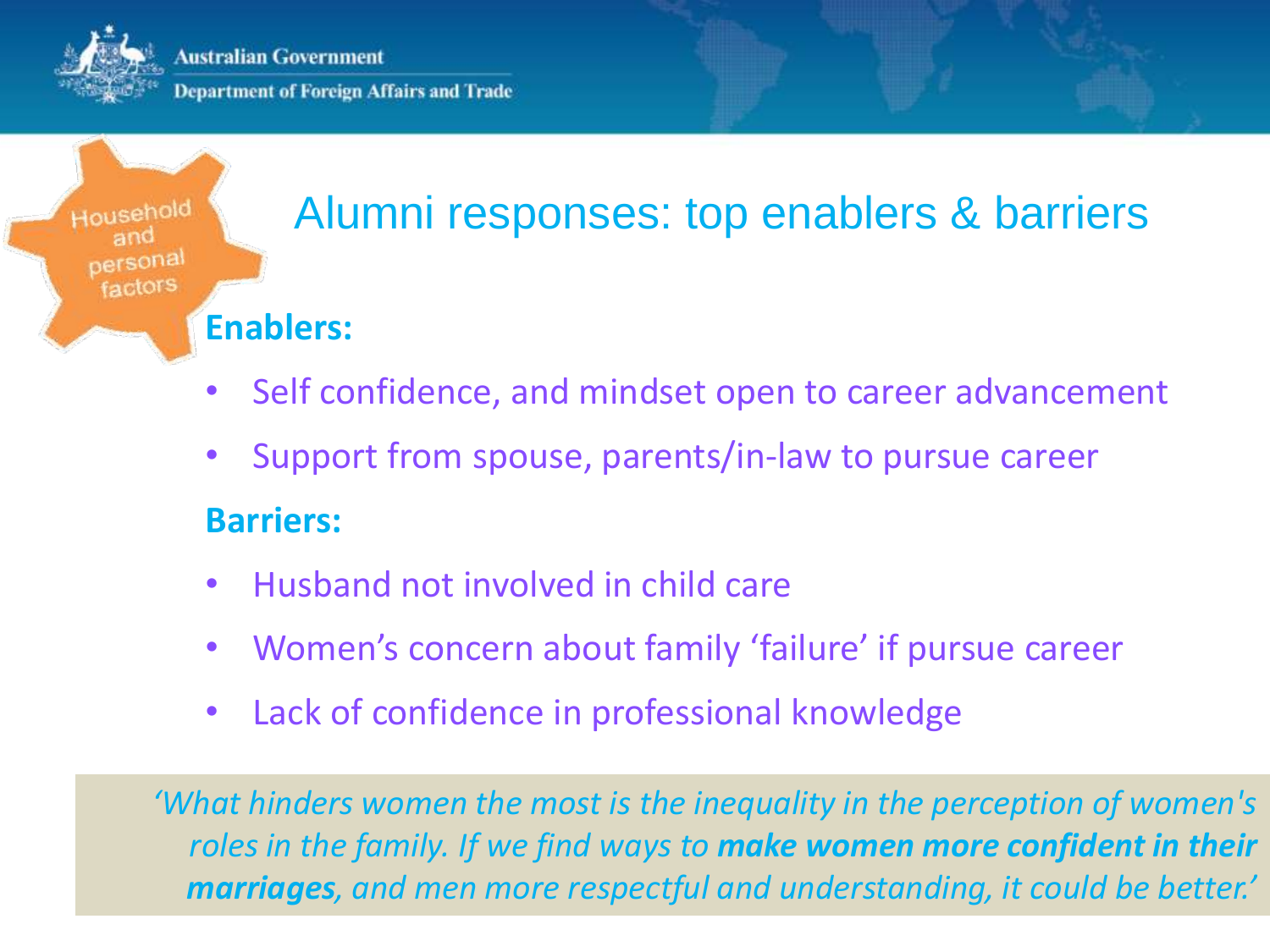Household and personal factors

# Alumni responses: top enablers & barriers

**Enablers:**

- Self confidence, and mindset open to career advancement
- Support from spouse, parents/in-law to pursue career

**Barriers:**

- Husband not involved in child care
- Women's concern about family 'failure' if pursue career
- Lack of confidence in professional knowledge

*'What hinders women the most is the inequality in the perception of women's roles in the family. If we find ways to* ***make women more confident in their marriages****, and men more respectful and understanding, it could be better.'*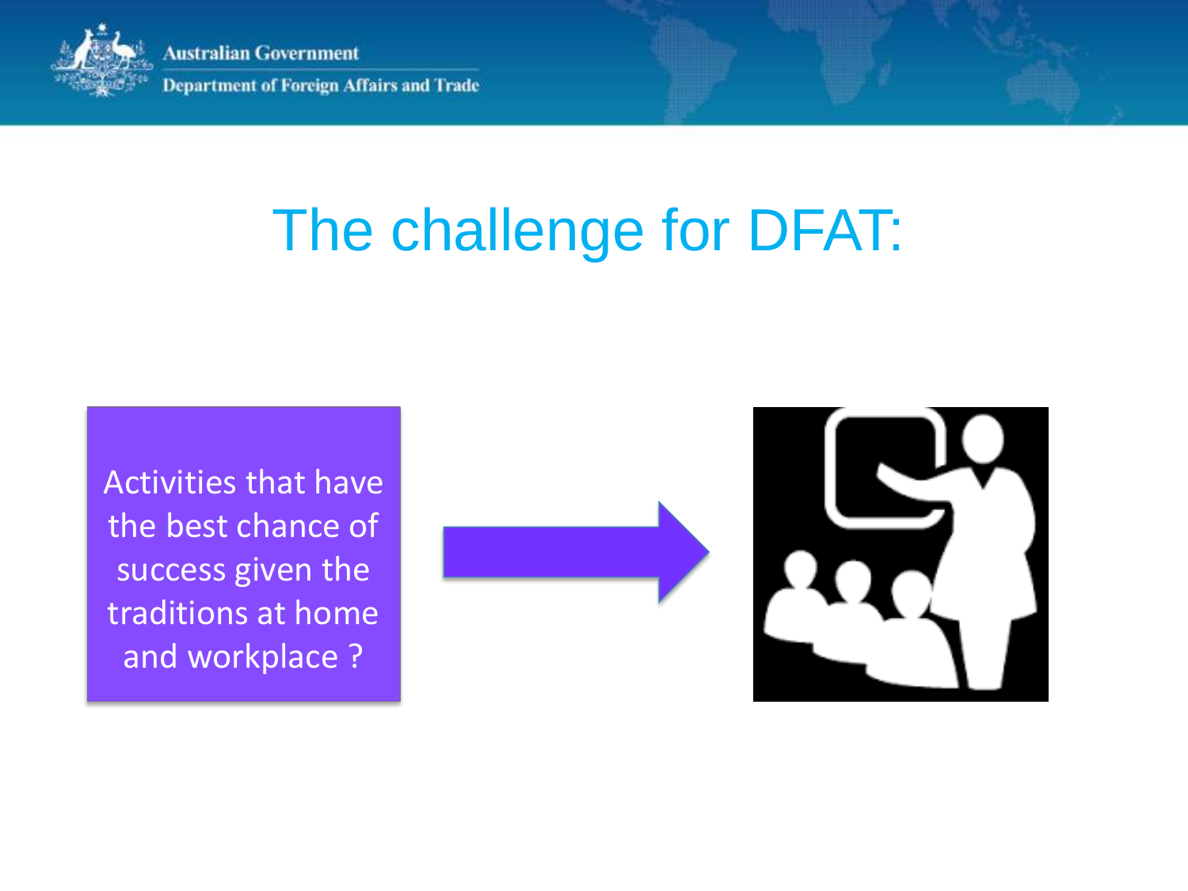# The challenge for DFAT:

Activities that have the best chance of success given the traditions at home and workplace ?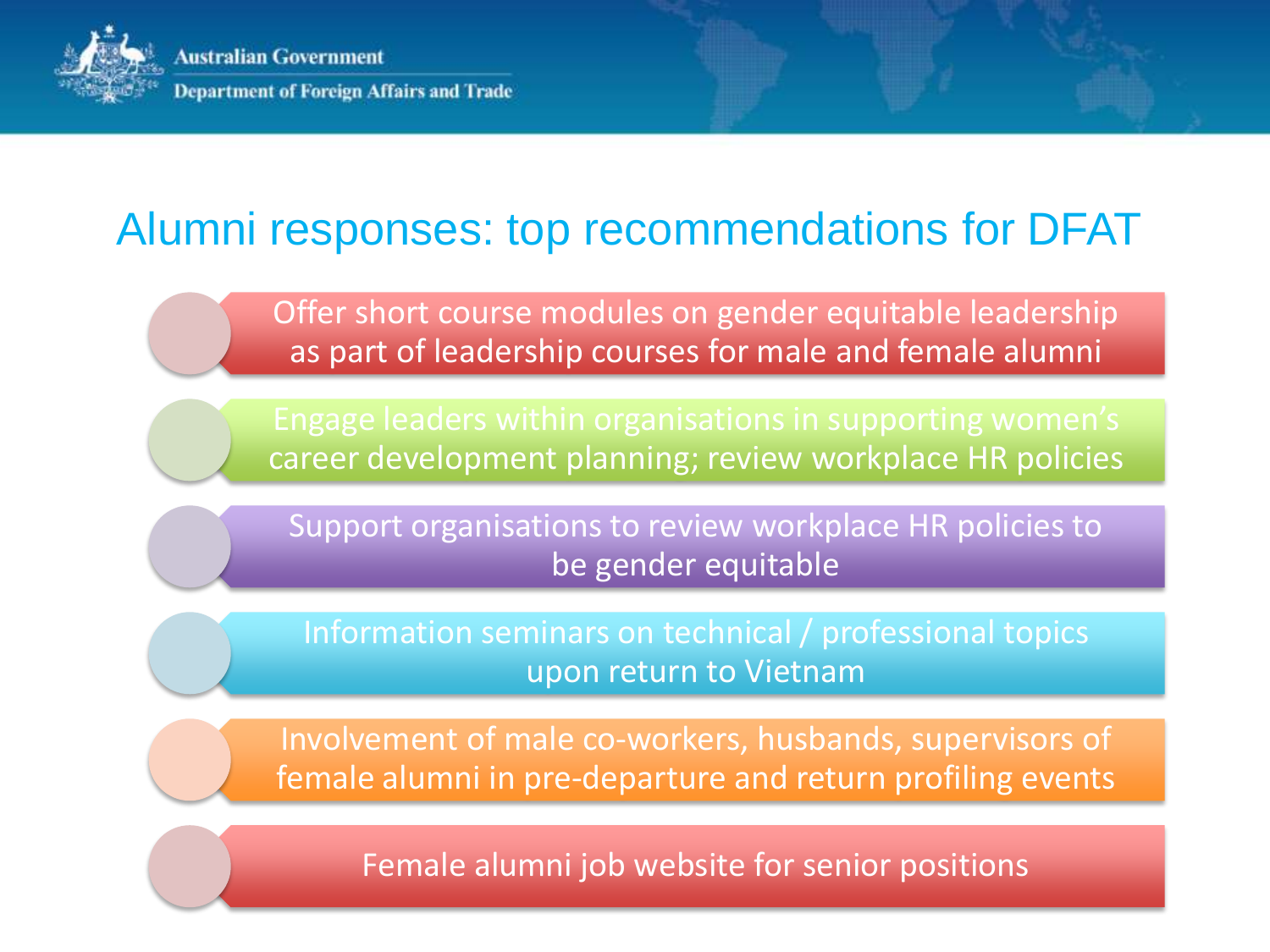# Alumni responses: top recommendations for DFAT

- Offer short course modules on gender equitable leadership as part of leadership courses for male and female alumni
- Engage leaders within organisations in supporting women's career development planning; review workplace HR policies
- Support organisations to review workplace HR policies to be gender equitable
- Information seminars on technical / professional topics upon return to Vietnam
- Involvement of male co-workers, husbands, supervisors of female alumni in pre-departure and return profiling events
- Female alumni job website for senior positions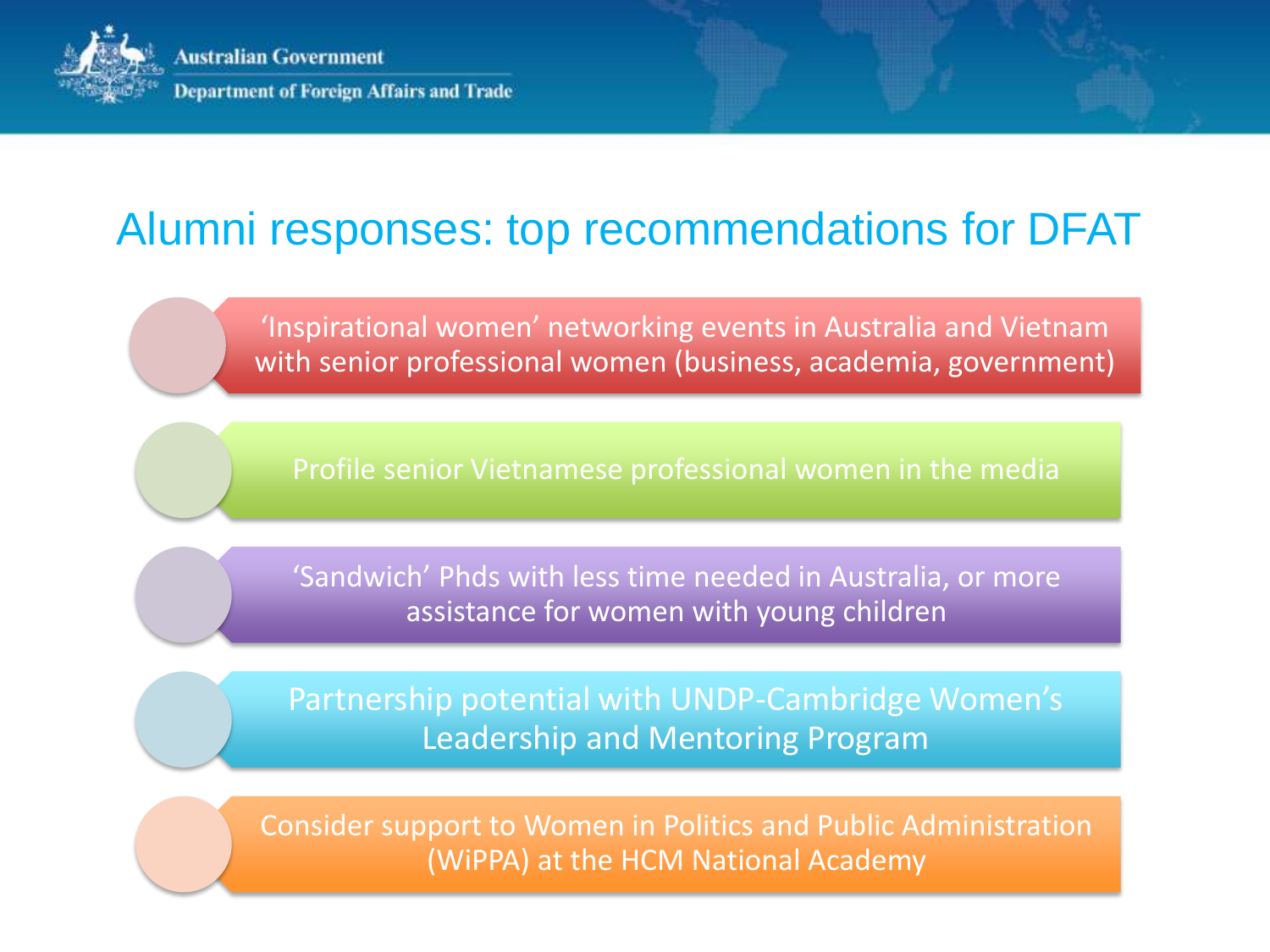# Alumni responses: top recommendations for DFAT

- ‘Inspirational women’ networking events in Australia and Vietnam with senior professional women (business, academia, government)
- Profile senior Vietnamese professional women in the media
- ‘Sandwich’ Phds with less time needed in Australia, or more assistance for women with young children
- Partnership potential with UNDP-Cambridge Women’s Leadership and Mentoring Program
- Consider support to Women in Politics and Public Administration (WiPPA) at the HCM National Academy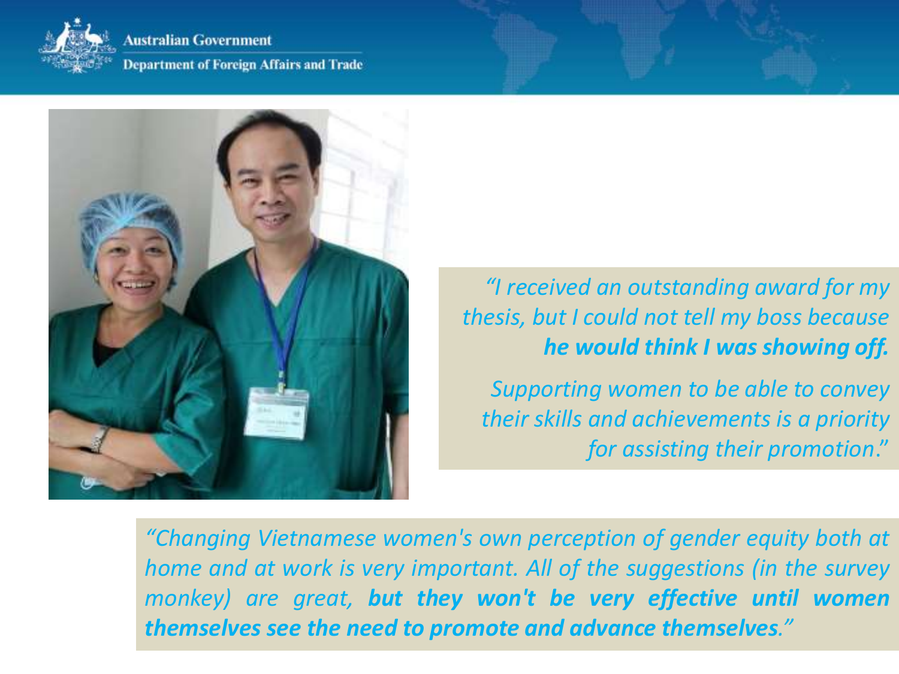*"I received an outstanding award for my thesis, but I could not tell my boss because **he would think I was showing off.***

*Supporting women to be able to convey their skills and achievements is a priority for assisting their promotion."*

*"Changing Vietnamese women's own perception of gender equity both at home and at work is very important. All of the suggestions (in the survey monkey) are great, **but they won't be very effective until women themselves see the need to promote and advance themselves**."*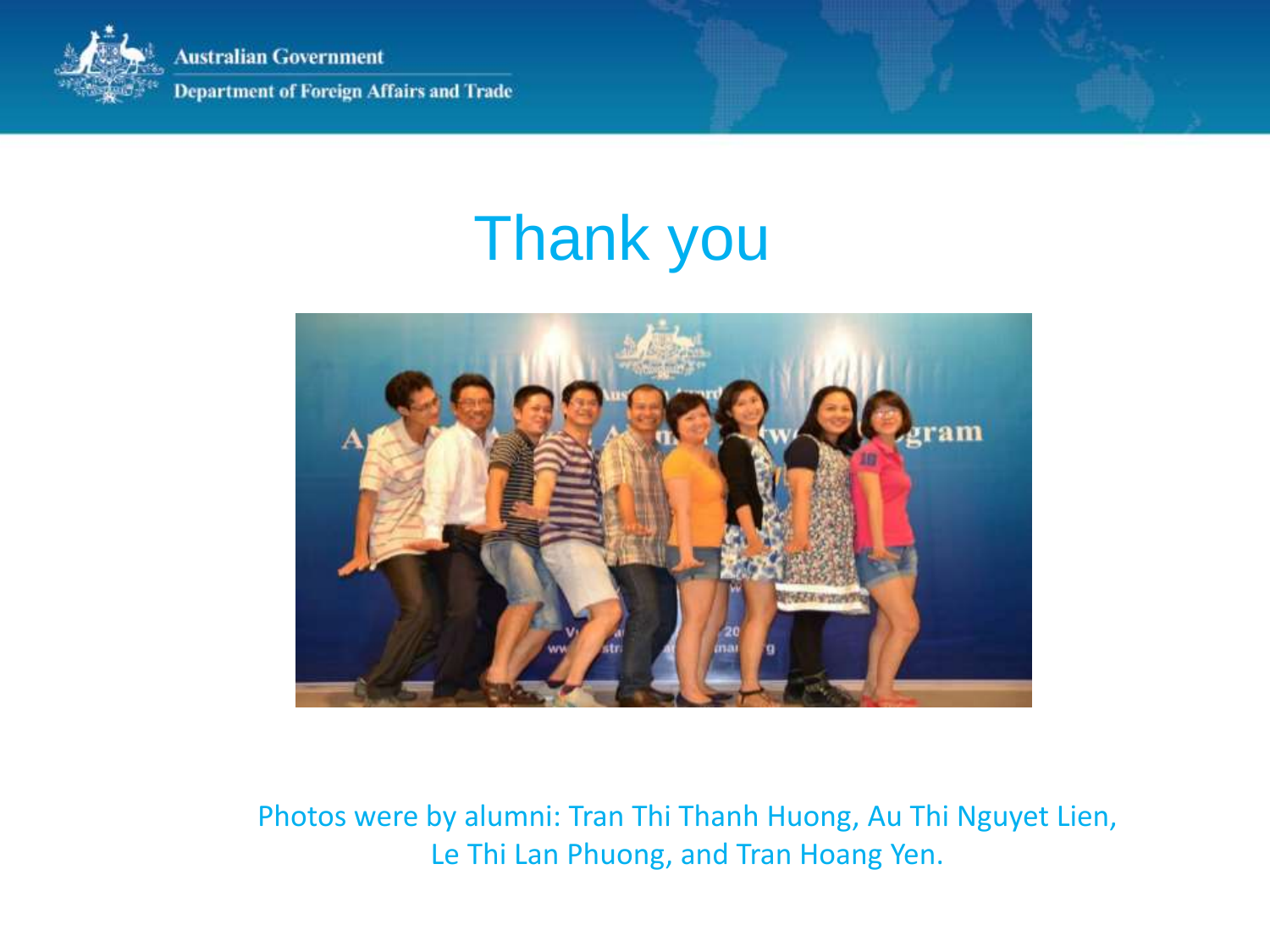# Thank you

Photos were by alumni: Tran Thi Thanh Huong, Au Thi Nguyet Lien, Le Thi Lan Phuong, and Tran Hoang Yen.